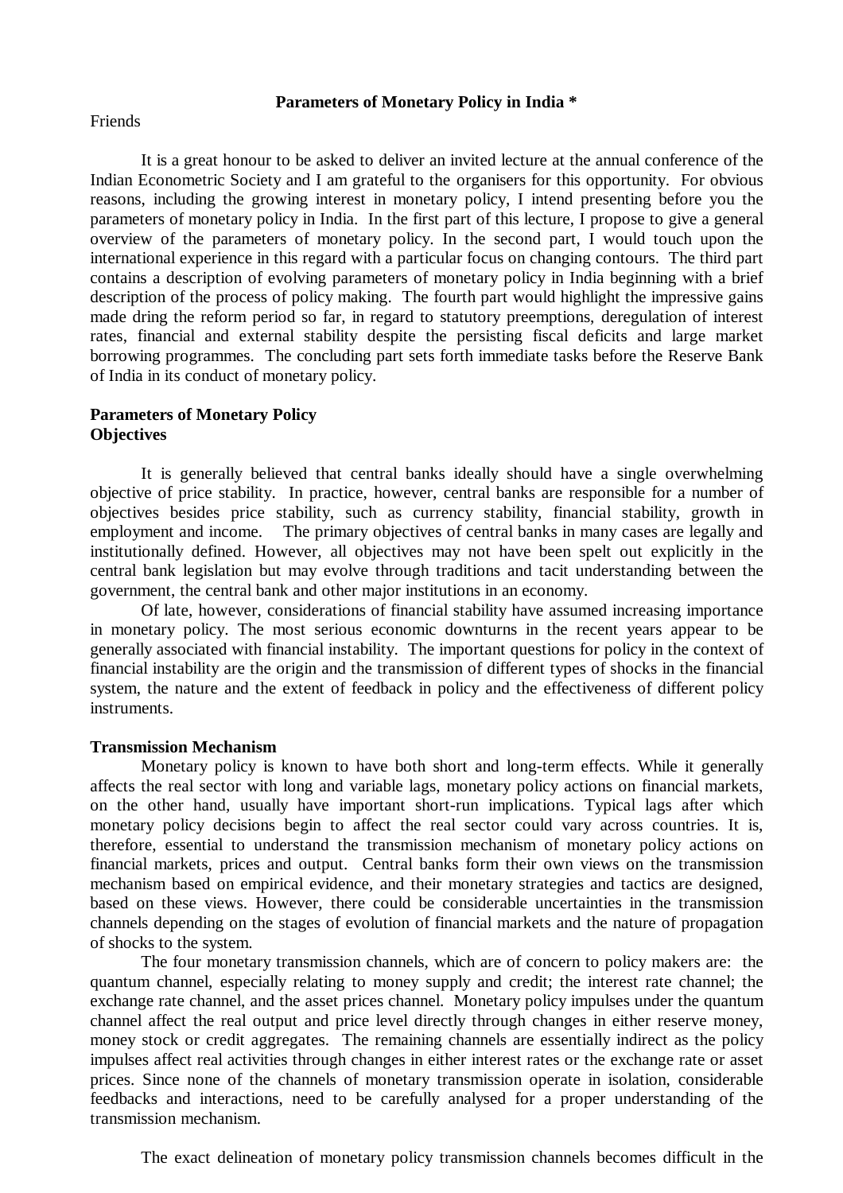# Parameters of Monetary Policy in India *

Friends

It is a great honour to be asked to deliver an invited lecture at the annual conference of the Indian Econometric Society and I am grateful to the organisers for this opportunity. For obvious reasons, including the growing interest in monetary policy, I intend presenting before you the parameters of monetary policy in India. In the first part of this lecture, I propose to give a general overview of the parameters of monetary policy. In the second part, I would touch upon the international experience in this regard with a particular focus on changing contours. The third part contains a description of evolving parameters of monetary policy in India beginning with a brief description of the process of policy making. The fourth part would highlight the impressive gains made dring the reform period so far, in regard to statutory preemptions, deregulation of interest rates, financial and external stability despite the persisting fiscal deficits and large market borrowing programmes. The concluding part sets forth immediate tasks before the Reserve Bank of India in its conduct of monetary policy.

## Parameters of Monetary Policy

### Objectives

It is generally believed that central banks ideally should have a single overwhelming objective of price stability. In practice, however, central banks are responsible for a number of objectives besides price stability, such as currency stability, financial stability, growth in employment and income. The primary objectives of central banks in many cases are legally and institutionally defined. However, all objectives may not have been spelt out explicitly in the central bank legislation but may evolve through traditions and tacit understanding between the government, the central bank and other major institutions in an economy.

Of late, however, considerations of financial stability have assumed increasing importance in monetary policy. The most serious economic downturns in the recent years appear to be generally associated with financial instability. The important questions for policy in the context of financial instability are the origin and the transmission of different types of shocks in the financial system, the nature and the extent of feedback in policy and the effectiveness of different policy instruments.

### Transmission Mechanism

Monetary policy is known to have both short and long-term effects. While it generally affects the real sector with long and variable lags, monetary policy actions on financial markets, on the other hand, usually have important short-run implications. Typical lags after which monetary policy decisions begin to affect the real sector could vary across countries. It is, therefore, essential to understand the transmission mechanism of monetary policy actions on financial markets, prices and output. Central banks form their own views on the transmission mechanism based on empirical evidence, and their monetary strategies and tactics are designed, based on these views. However, there could be considerable uncertainties in the transmission channels depending on the stages of evolution of financial markets and the nature of propagation of shocks to the system.

The four monetary transmission channels, which are of concern to policy makers are: the quantum channel, especially relating to money supply and credit; the interest rate channel; the exchange rate channel, and the asset prices channel. Monetary policy impulses under the quantum channel affect the real output and price level directly through changes in either reserve money, money stock or credit aggregates. The remaining channels are essentially indirect as the policy impulses affect real activities through changes in either interest rates or the exchange rate or asset prices. Since none of the channels of monetary transmission operate in isolation, considerable feedbacks and interactions, need to be carefully analysed for a proper understanding of the transmission mechanism.

The exact delineation of monetary policy transmission channels becomes difficult in the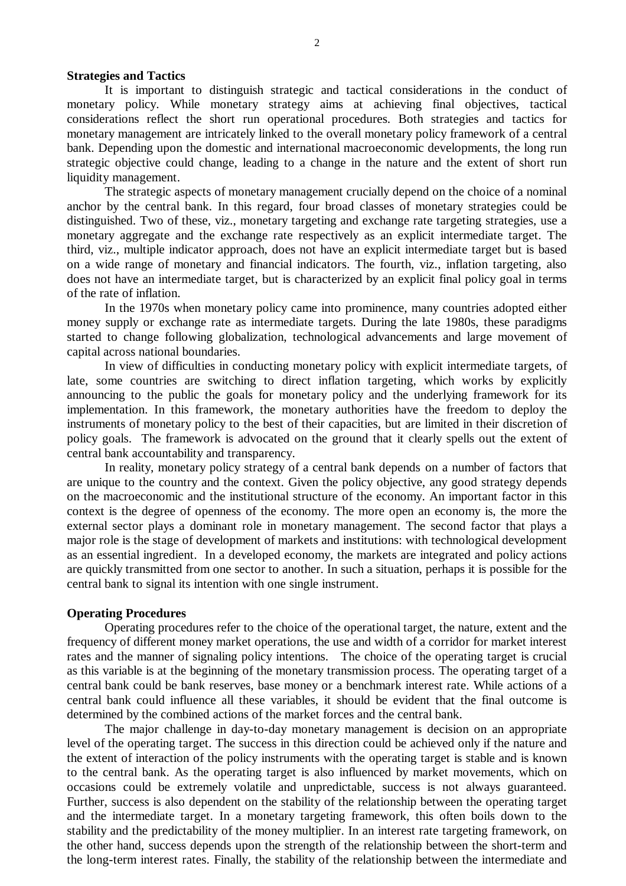**Strategies and Tactics**

It is important to distinguish strategic and tactical considerations in the conduct of monetary policy. While monetary strategy aims at achieving final objectives, tactical considerations reflect the short run operational procedures. Both strategies and tactics for monetary management are intricately linked to the overall monetary policy framework of a central bank. Depending upon the domestic and international macroeconomic developments, the long run strategic objective could change, leading to a change in the nature and the extent of short run liquidity management.

The strategic aspects of monetary management crucially depend on the choice of a nominal anchor by the central bank. In this regard, four broad classes of monetary strategies could be distinguished. Two of these, viz., monetary targeting and exchange rate targeting strategies, use a monetary aggregate and the exchange rate respectively as an explicit intermediate target. The third, viz., multiple indicator approach, does not have an explicit intermediate target but is based on a wide range of monetary and financial indicators. The fourth, viz., inflation targeting, also does not have an intermediate target, but is characterized by an explicit final policy goal in terms of the rate of inflation.

In the 1970s when monetary policy came into prominence, many countries adopted either money supply or exchange rate as intermediate targets. During the late 1980s, these paradigms started to change following globalization, technological advancements and large movement of capital across national boundaries.

In view of difficulties in conducting monetary policy with explicit intermediate targets, of late, some countries are switching to direct inflation targeting, which works by explicitly announcing to the public the goals for monetary policy and the underlying framework for its implementation. In this framework, the monetary authorities have the freedom to deploy the instruments of monetary policy to the best of their capacities, but are limited in their discretion of policy goals. The framework is advocated on the ground that it clearly spells out the extent of central bank accountability and transparency.

In reality, monetary policy strategy of a central bank depends on a number of factors that are unique to the country and the context. Given the policy objective, any good strategy depends on the macroeconomic and the institutional structure of the economy. An important factor in this context is the degree of openness of the economy. The more open an economy is, the more the external sector plays a dominant role in monetary management. The second factor that plays a major role is the stage of development of markets and institutions: with technological development as an essential ingredient. In a developed economy, the markets are integrated and policy actions are quickly transmitted from one sector to another. In such a situation, perhaps it is possible for the central bank to signal its intention with one single instrument.

**Operating Procedures**

Operating procedures refer to the choice of the operational target, the nature, extent and the frequency of different money market operations, the use and width of a corridor for market interest rates and the manner of signaling policy intentions. The choice of the operating target is crucial as this variable is at the beginning of the monetary transmission process. The operating target of a central bank could be bank reserves, base money or a benchmark interest rate. While actions of a central bank could influence all these variables, it should be evident that the final outcome is determined by the combined actions of the market forces and the central bank.

The major challenge in day-to-day monetary management is decision on an appropriate level of the operating target. The success in this direction could be achieved only if the nature and the extent of interaction of the policy instruments with the operating target is stable and is known to the central bank. As the operating target is also influenced by market movements, which on occasions could be extremely volatile and unpredictable, success is not always guaranteed. Further, success is also dependent on the stability of the relationship between the operating target and the intermediate target. In a monetary targeting framework, this often boils down to the stability and the predictability of the money multiplier. In an interest rate targeting framework, on the other hand, success depends upon the strength of the relationship between the short-term and the long-term interest rates. Finally, the stability of the relationship between the intermediate and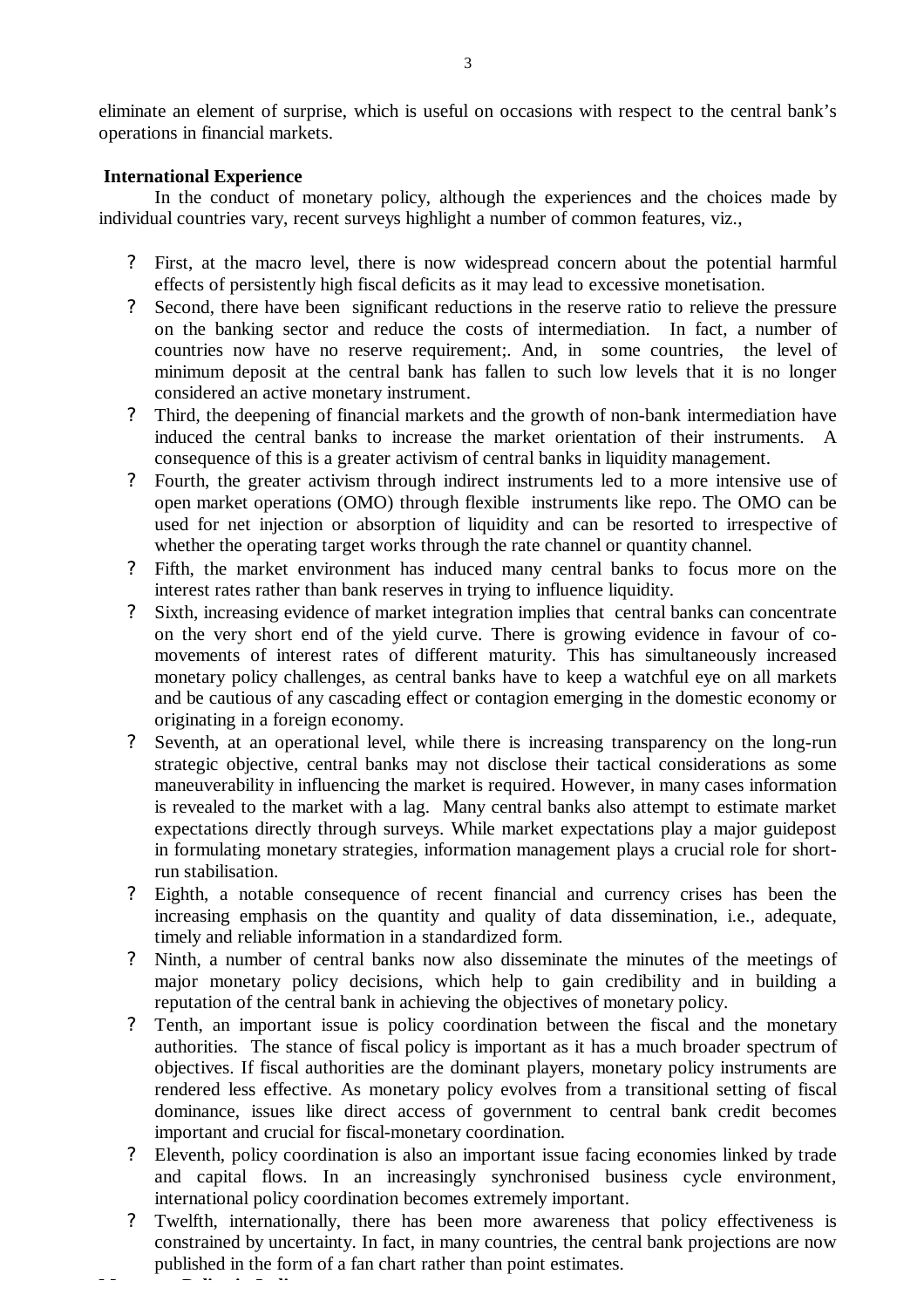eliminate an element of surprise, which is useful on occasions with respect to the central bank's operations in financial markets.

**International Experience**

In the conduct of monetary policy, although the experiences and the choices made by individual countries vary, recent surveys highlight a number of common features, viz.,

- First, at the macro level, there is now widespread concern about the potential harmful effects of persistently high fiscal deficits as it may lead to excessive monetisation.
- Second, there have been significant reductions in the reserve ratio to relieve the pressure on the banking sector and reduce the costs of intermediation. In fact, a number of countries now have no reserve requirement;. And, in some countries, the level of minimum deposit at the central bank has fallen to such low levels that it is no longer considered an active monetary instrument.
- Third, the deepening of financial markets and the growth of non-bank intermediation have induced the central banks to increase the market orientation of their instruments. A consequence of this is a greater activism of central banks in liquidity management.
- Fourth, the greater activism through indirect instruments led to a more intensive use of open market operations (OMO) through flexible instruments like repo. The OMO can be used for net injection or absorption of liquidity and can be resorted to irrespective of whether the operating target works through the rate channel or quantity channel.
- Fifth, the market environment has induced many central banks to focus more on the interest rates rather than bank reserves in trying to influence liquidity.
- Sixth, increasing evidence of market integration implies that central banks can concentrate on the very short end of the yield curve. There is growing evidence in favour of co-movements of interest rates of different maturity. This has simultaneously increased monetary policy challenges, as central banks have to keep a watchful eye on all markets and be cautious of any cascading effect or contagion emerging in the domestic economy or originating in a foreign economy.
- Seventh, at an operational level, while there is increasing transparency on the long-run strategic objective, central banks may not disclose their tactical considerations as some maneuverability in influencing the market is required. However, in many cases information is revealed to the market with a lag. Many central banks also attempt to estimate market expectations directly through surveys. While market expectations play a major guidepost in formulating monetary strategies, information management plays a crucial role for short-run stabilisation.
- Eighth, a notable consequence of recent financial and currency crises has been the increasing emphasis on the quantity and quality of data dissemination, i.e., adequate, timely and reliable information in a standardized form.
- Ninth, a number of central banks now also disseminate the minutes of the meetings of major monetary policy decisions, which help to gain credibility and in building a reputation of the central bank in achieving the objectives of monetary policy.
- Tenth, an important issue is policy coordination between the fiscal and the monetary authorities. The stance of fiscal policy is important as it has a much broader spectrum of objectives. If fiscal authorities are the dominant players, monetary policy instruments are rendered less effective. As monetary policy evolves from a transitional setting of fiscal dominance, issues like direct access of government to central bank credit becomes important and crucial for fiscal-monetary coordination.
- Eleventh, policy coordination is also an important issue facing economies linked by trade and capital flows. In an increasingly synchronised business cycle environment, international policy coordination becomes extremely important.
- Twelfth, internationally, there has been more awareness that policy effectiveness is constrained by uncertainty. In fact, in many countries, the central bank projections are now published in the form of a fan chart rather than point estimates.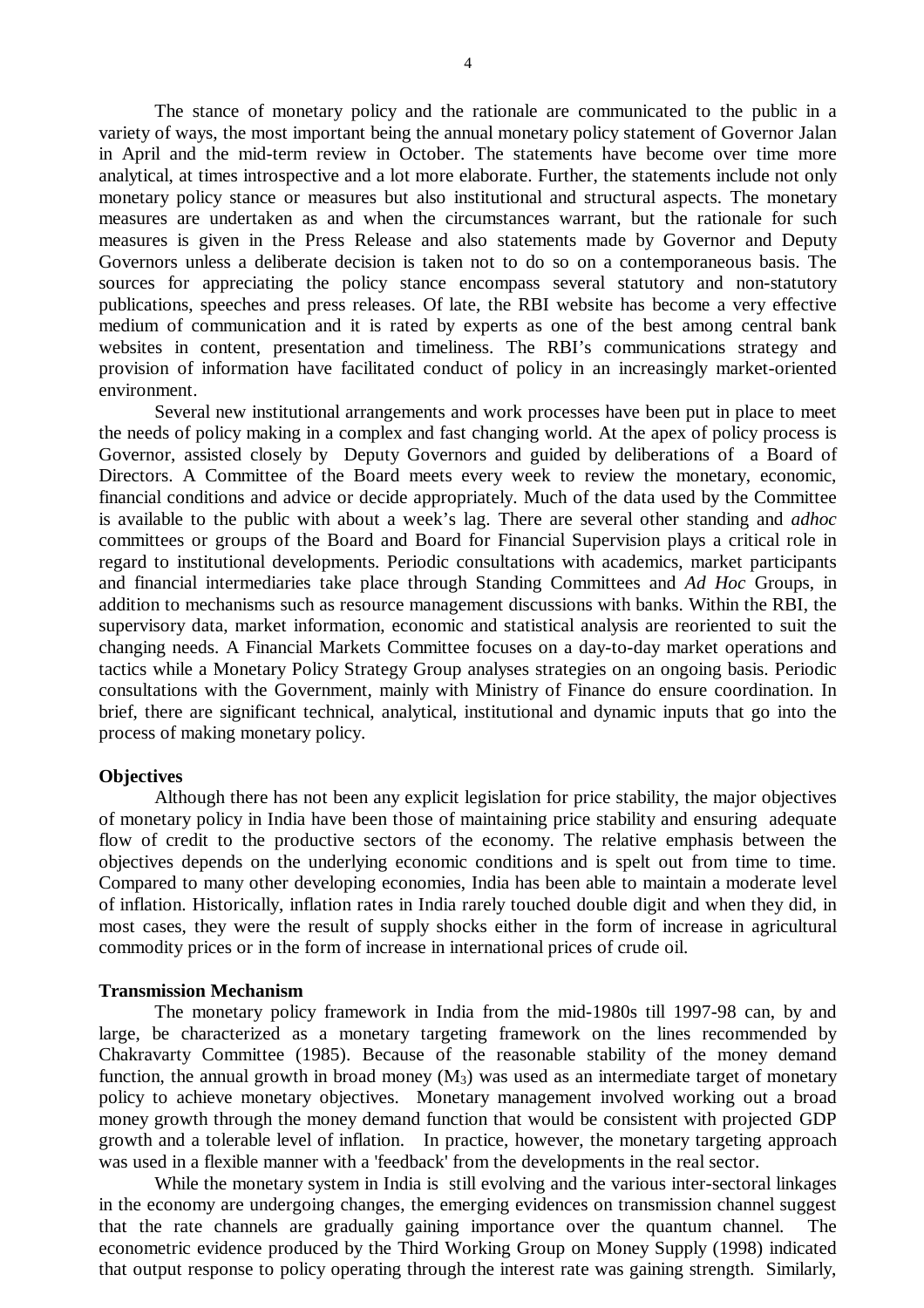The stance of monetary policy and the rationale are communicated to the public in a variety of ways, the most important being the annual monetary policy statement of Governor Jalan in April and the mid-term review in October. The statements have become over time more analytical, at times introspective and a lot more elaborate. Further, the statements include not only monetary policy stance or measures but also institutional and structural aspects. The monetary measures are undertaken as and when the circumstances warrant, but the rationale for such measures is given in the Press Release and also statements made by Governor and Deputy Governors unless a deliberate decision is taken not to do so on a contemporaneous basis. The sources for appreciating the policy stance encompass several statutory and non-statutory publications, speeches and press releases. Of late, the RBI website has become a very effective medium of communication and it is rated by experts as one of the best among central bank websites in content, presentation and timeliness. The RBI's communications strategy and provision of information have facilitated conduct of policy in an increasingly market-oriented environment.

Several new institutional arrangements and work processes have been put in place to meet the needs of policy making in a complex and fast changing world. At the apex of policy process is Governor, assisted closely by Deputy Governors and guided by deliberations of a Board of Directors. A Committee of the Board meets every week to review the monetary, economic, financial conditions and advice or decide appropriately. Much of the data used by the Committee is available to the public with about a week's lag. There are several other standing and *adhoc* committees or groups of the Board and Board for Financial Supervision plays a critical role in regard to institutional developments. Periodic consultations with academics, market participants and financial intermediaries take place through Standing Committees and *Ad Hoc* Groups, in addition to mechanisms such as resource management discussions with banks. Within the RBI, the supervisory data, market information, economic and statistical analysis are reoriented to suit the changing needs. A Financial Markets Committee focuses on a day-to-day market operations and tactics while a Monetary Policy Strategy Group analyses strategies on an ongoing basis. Periodic consultations with the Government, mainly with Ministry of Finance do ensure coordination. In brief, there are significant technical, analytical, institutional and dynamic inputs that go into the process of making monetary policy.

**Objectives**

Although there has not been any explicit legislation for price stability, the major objectives of monetary policy in India have been those of maintaining price stability and ensuring adequate flow of credit to the productive sectors of the economy. The relative emphasis between the objectives depends on the underlying economic conditions and is spelt out from time to time. Compared to many other developing economies, India has been able to maintain a moderate level of inflation. Historically, inflation rates in India rarely touched double digit and when they did, in most cases, they were the result of supply shocks either in the form of increase in agricultural commodity prices or in the form of increase in international prices of crude oil.

**Transmission Mechanism**

The monetary policy framework in India from the mid-1980s till 1997-98 can, by and large, be characterized as a monetary targeting framework on the lines recommended by Chakravarty Committee (1985). Because of the reasonable stability of the money demand function, the annual growth in broad money ($M_3$) was used as an intermediate target of monetary policy to achieve monetary objectives. Monetary management involved working out a broad money growth through the money demand function that would be consistent with projected GDP growth and a tolerable level of inflation. In practice, however, the monetary targeting approach was used in a flexible manner with a 'feedback' from the developments in the real sector.

While the monetary system in India is still evolving and the various inter-sectoral linkages in the economy are undergoing changes, the emerging evidences on transmission channel suggest that the rate channels are gradually gaining importance over the quantum channel. The econometric evidence produced by the Third Working Group on Money Supply (1998) indicated that output response to policy operating through the interest rate was gaining strength. Similarly,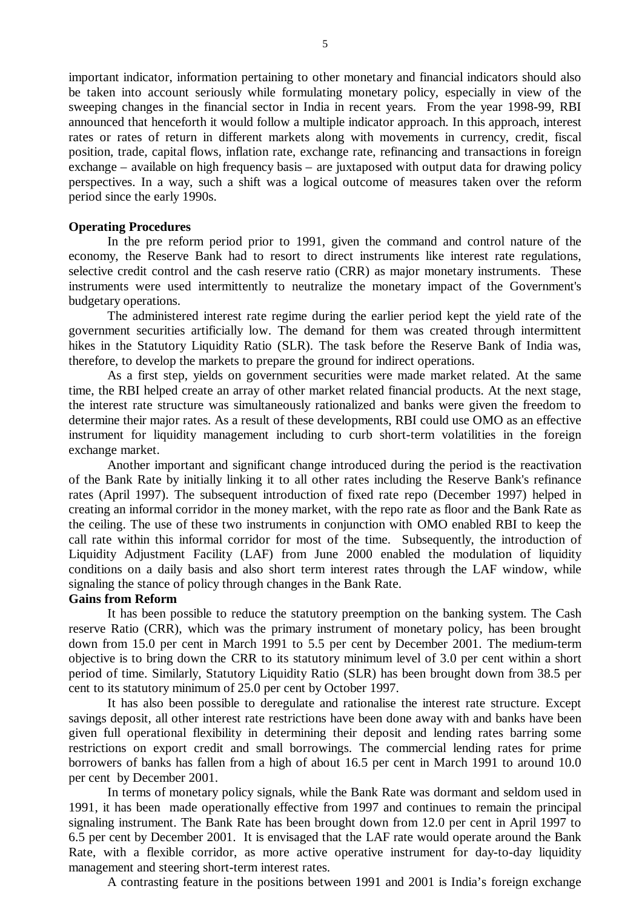important indicator, information pertaining to other monetary and financial indicators should also be taken into account seriously while formulating monetary policy, especially in view of the sweeping changes in the financial sector in India in recent years. From the year 1998-99, RBI announced that henceforth it would follow a multiple indicator approach. In this approach, interest rates or rates of return in different markets along with movements in currency, credit, fiscal position, trade, capital flows, inflation rate, exchange rate, refinancing and transactions in foreign exchange – available on high frequency basis – are juxtaposed with output data for drawing policy perspectives. In a way, such a shift was a logical outcome of measures taken over the reform period since the early 1990s.

**Operating Procedures**

In the pre reform period prior to 1991, given the command and control nature of the economy, the Reserve Bank had to resort to direct instruments like interest rate regulations, selective credit control and the cash reserve ratio (CRR) as major monetary instruments. These instruments were used intermittently to neutralize the monetary impact of the Government's budgetary operations.

The administered interest rate regime during the earlier period kept the yield rate of the government securities artificially low. The demand for them was created through intermittent hikes in the Statutory Liquidity Ratio (SLR). The task before the Reserve Bank of India was, therefore, to develop the markets to prepare the ground for indirect operations.

As a first step, yields on government securities were made market related. At the same time, the RBI helped create an array of other market related financial products. At the next stage, the interest rate structure was simultaneously rationalized and banks were given the freedom to determine their major rates. As a result of these developments, RBI could use OMO as an effective instrument for liquidity management including to curb short-term volatilities in the foreign exchange market.

Another important and significant change introduced during the period is the reactivation of the Bank Rate by initially linking it to all other rates including the Reserve Bank's refinance rates (April 1997). The subsequent introduction of fixed rate repo (December 1997) helped in creating an informal corridor in the money market, with the repo rate as floor and the Bank Rate as the ceiling. The use of these two instruments in conjunction with OMO enabled RBI to keep the call rate within this informal corridor for most of the time. Subsequently, the introduction of Liquidity Adjustment Facility (LAF) from June 2000 enabled the modulation of liquidity conditions on a daily basis and also short term interest rates through the LAF window, while signaling the stance of policy through changes in the Bank Rate.

**Gains from Reform**

It has been possible to reduce the statutory preemption on the banking system. The Cash reserve Ratio (CRR), which was the primary instrument of monetary policy, has been brought down from 15.0 per cent in March 1991 to 5.5 per cent by December 2001. The medium-term objective is to bring down the CRR to its statutory minimum level of 3.0 per cent within a short period of time. Similarly, Statutory Liquidity Ratio (SLR) has been brought down from 38.5 per cent to its statutory minimum of 25.0 per cent by October 1997.

It has also been possible to deregulate and rationalise the interest rate structure. Except savings deposit, all other interest rate restrictions have been done away with and banks have been given full operational flexibility in determining their deposit and lending rates barring some restrictions on export credit and small borrowings. The commercial lending rates for prime borrowers of banks has fallen from a high of about 16.5 per cent in March 1991 to around 10.0 per cent by December 2001.

In terms of monetary policy signals, while the Bank Rate was dormant and seldom used in 1991, it has been made operationally effective from 1997 and continues to remain the principal signaling instrument. The Bank Rate has been brought down from 12.0 per cent in April 1997 to 6.5 per cent by December 2001. It is envisaged that the LAF rate would operate around the Bank Rate, with a flexible corridor, as more active operative instrument for day-to-day liquidity management and steering short-term interest rates.

A contrasting feature in the positions between 1991 and 2001 is India's foreign exchange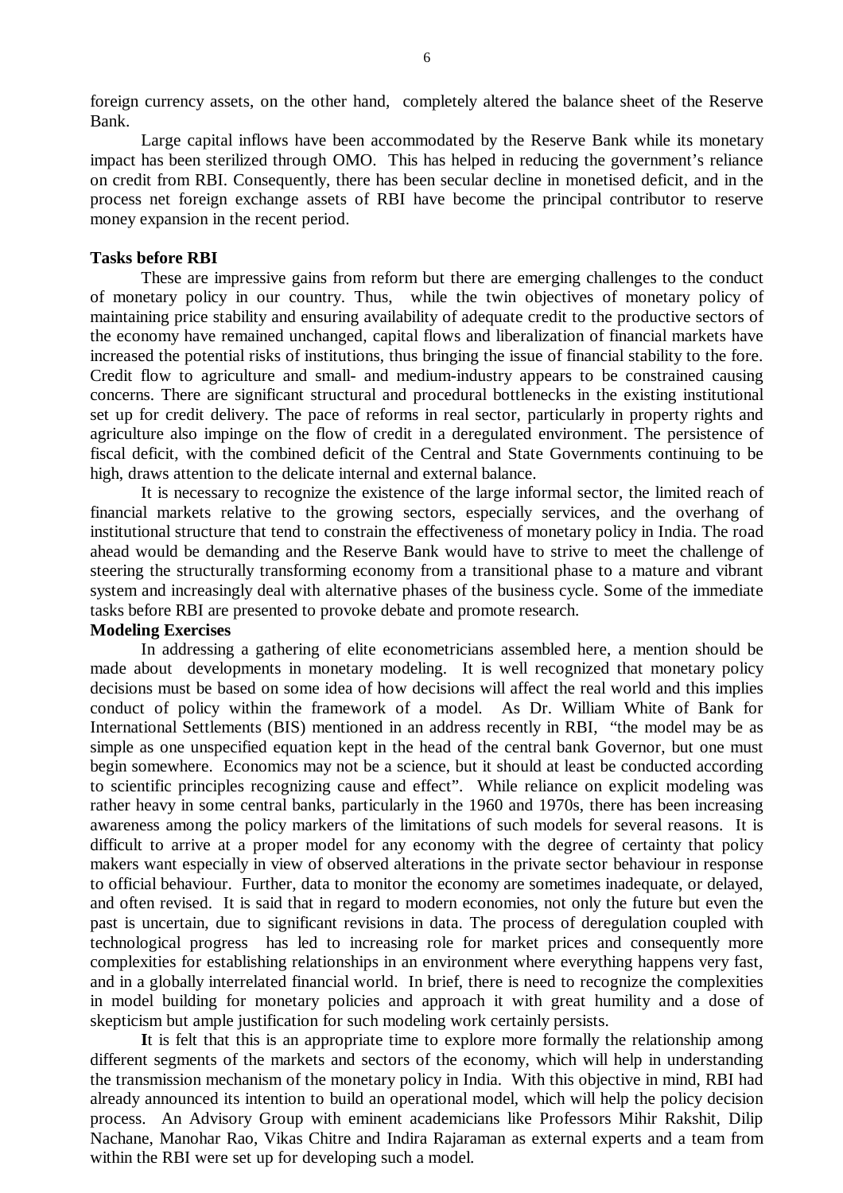foreign currency assets, on the other hand, completely altered the balance sheet of the Reserve Bank.

Large capital inflows have been accommodated by the Reserve Bank while its monetary impact has been sterilized through OMO. This has helped in reducing the government's reliance on credit from RBI. Consequently, there has been secular decline in monetised deficit, and in the process net foreign exchange assets of RBI have become the principal contributor to reserve money expansion in the recent period.

**Tasks before RBI**

These are impressive gains from reform but there are emerging challenges to the conduct of monetary policy in our country. Thus, while the twin objectives of monetary policy of maintaining price stability and ensuring availability of adequate credit to the productive sectors of the economy have remained unchanged, capital flows and liberalization of financial markets have increased the potential risks of institutions, thus bringing the issue of financial stability to the fore. Credit flow to agriculture and small- and medium-industry appears to be constrained causing concerns. There are significant structural and procedural bottlenecks in the existing institutional set up for credit delivery. The pace of reforms in real sector, particularly in property rights and agriculture also impinge on the flow of credit in a deregulated environment. The persistence of fiscal deficit, with the combined deficit of the Central and State Governments continuing to be high, draws attention to the delicate internal and external balance.

It is necessary to recognize the existence of the large informal sector, the limited reach of financial markets relative to the growing sectors, especially services, and the overhang of institutional structure that tend to constrain the effectiveness of monetary policy in India. The road ahead would be demanding and the Reserve Bank would have to strive to meet the challenge of steering the structurally transforming economy from a transitional phase to a mature and vibrant system and increasingly deal with alternative phases of the business cycle. Some of the immediate tasks before RBI are presented to provoke debate and promote research.

**Modeling Exercises**

In addressing a gathering of elite econometricians assembled here, a mention should be made about developments in monetary modeling. It is well recognized that monetary policy decisions must be based on some idea of how decisions will affect the real world and this implies conduct of policy within the framework of a model. As Dr. William White of Bank for International Settlements (BIS) mentioned in an address recently in RBI, "the model may be as simple as one unspecified equation kept in the head of the central bank Governor, but one must begin somewhere. Economics may not be a science, but it should at least be conducted according to scientific principles recognizing cause and effect". While reliance on explicit modeling was rather heavy in some central banks, particularly in the 1960 and 1970s, there has been increasing awareness among the policy markers of the limitations of such models for several reasons. It is difficult to arrive at a proper model for any economy with the degree of certainty that policy makers want especially in view of observed alterations in the private sector behaviour in response to official behaviour. Further, data to monitor the economy are sometimes inadequate, or delayed, and often revised. It is said that in regard to modern economies, not only the future but even the past is uncertain, due to significant revisions in data. The process of deregulation coupled with technological progress has led to increasing role for market prices and consequently more complexities for establishing relationships in an environment where everything happens very fast, and in a globally interrelated financial world. In brief, there is need to recognize the complexities in model building for monetary policies and approach it with great humility and a dose of skepticism but ample justification for such modeling work certainly persists.

**I**t is felt that this is an appropriate time to explore more formally the relationship among different segments of the markets and sectors of the economy, which will help in understanding the transmission mechanism of the monetary policy in India. With this objective in mind, RBI had already announced its intention to build an operational model, which will help the policy decision process. An Advisory Group with eminent academicians like Professors Mihir Rakshit, Dilip Nachane, Manohar Rao, Vikas Chitre and Indira Rajaraman as external experts and a team from within the RBI were set up for developing such a model.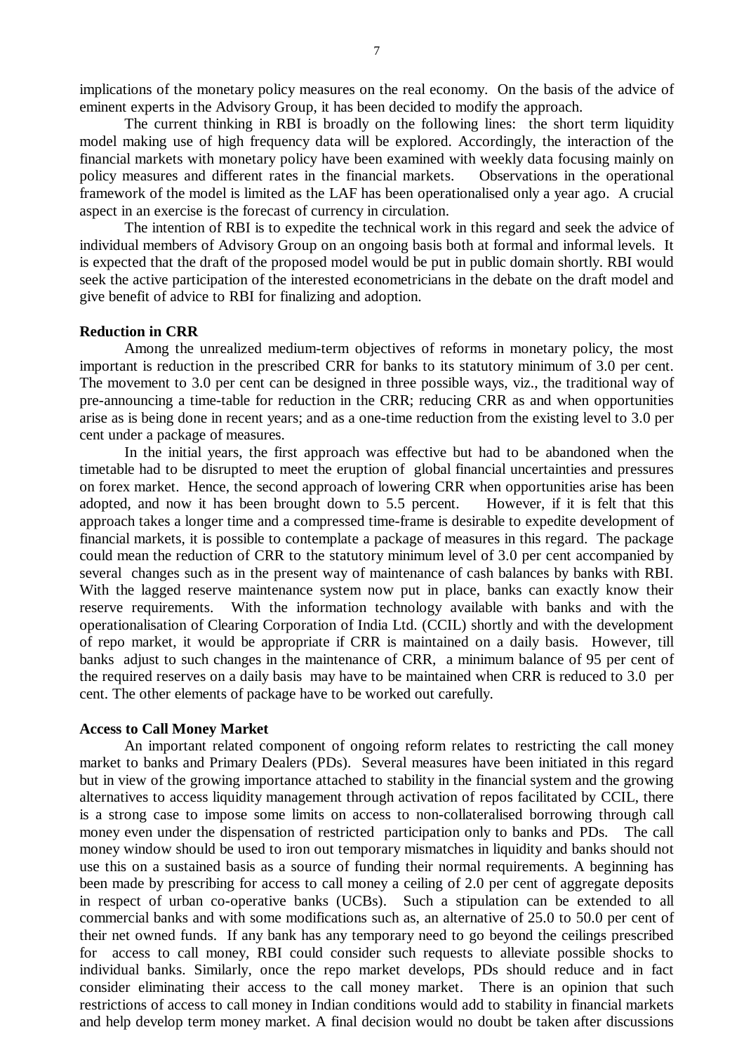implications of the monetary policy measures on the real economy. On the basis of the advice of eminent experts in the Advisory Group, it has been decided to modify the approach.

The current thinking in RBI is broadly on the following lines: the short term liquidity model making use of high frequency data will be explored. Accordingly, the interaction of the financial markets with monetary policy have been examined with weekly data focusing mainly on policy measures and different rates in the financial markets. Observations in the operational framework of the model is limited as the LAF has been operationalised only a year ago. A crucial aspect in an exercise is the forecast of currency in circulation.

The intention of RBI is to expedite the technical work in this regard and seek the advice of individual members of Advisory Group on an ongoing basis both at formal and informal levels. It is expected that the draft of the proposed model would be put in public domain shortly. RBI would seek the active participation of the interested econometricians in the debate on the draft model and give benefit of advice to RBI for finalizing and adoption.

**Reduction in CRR**

Among the unrealized medium-term objectives of reforms in monetary policy, the most important is reduction in the prescribed CRR for banks to its statutory minimum of 3.0 per cent. The movement to 3.0 per cent can be designed in three possible ways, viz., the traditional way of pre-announcing a time-table for reduction in the CRR; reducing CRR as and when opportunities arise as is being done in recent years; and as a one-time reduction from the existing level to 3.0 per cent under a package of measures.

In the initial years, the first approach was effective but had to be abandoned when the timetable had to be disrupted to meet the eruption of global financial uncertainties and pressures on forex market. Hence, the second approach of lowering CRR when opportunities arise has been adopted, and now it has been brought down to 5.5 percent. However, if it is felt that this approach takes a longer time and a compressed time-frame is desirable to expedite development of financial markets, it is possible to contemplate a package of measures in this regard. The package could mean the reduction of CRR to the statutory minimum level of 3.0 per cent accompanied by several changes such as in the present way of maintenance of cash balances by banks with RBI. With the lagged reserve maintenance system now put in place, banks can exactly know their reserve requirements. With the information technology available with banks and with the operationalisation of Clearing Corporation of India Ltd. (CCIL) shortly and with the development of repo market, it would be appropriate if CRR is maintained on a daily basis. However, till banks adjust to such changes in the maintenance of CRR, a minimum balance of 95 per cent of the required reserves on a daily basis may have to be maintained when CRR is reduced to 3.0 per cent. The other elements of package have to be worked out carefully.

**Access to Call Money Market**

An important related component of ongoing reform relates to restricting the call money market to banks and Primary Dealers (PDs). Several measures have been initiated in this regard but in view of the growing importance attached to stability in the financial system and the growing alternatives to access liquidity management through activation of repos facilitated by CCIL, there is a strong case to impose some limits on access to non-collateralised borrowing through call money even under the dispensation of restricted participation only to banks and PDs. The call money window should be used to iron out temporary mismatches in liquidity and banks should not use this on a sustained basis as a source of funding their normal requirements. A beginning has been made by prescribing for access to call money a ceiling of 2.0 per cent of aggregate deposits in respect of urban co-operative banks (UCBs). Such a stipulation can be extended to all commercial banks and with some modifications such as, an alternative of 25.0 to 50.0 per cent of their net owned funds. If any bank has any temporary need to go beyond the ceilings prescribed for access to call money, RBI could consider such requests to alleviate possible shocks to individual banks. Similarly, once the repo market develops, PDs should reduce and in fact consider eliminating their access to the call money market. There is an opinion that such restrictions of access to call money in Indian conditions would add to stability in financial markets and help develop term money market. A final decision would no doubt be taken after discussions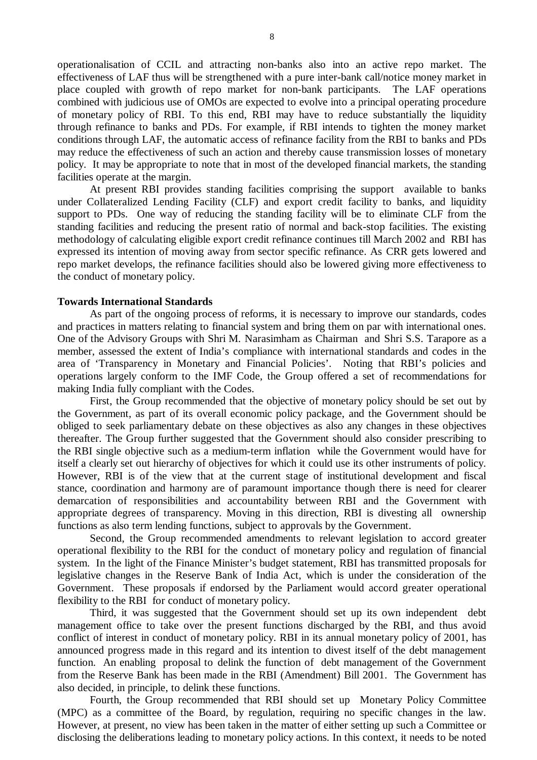operationalisation of CCIL and attracting non-banks also into an active repo market. The effectiveness of LAF thus will be strengthened with a pure inter-bank call/notice money market in place coupled with growth of repo market for non-bank participants. The LAF operations combined with judicious use of OMOs are expected to evolve into a principal operating procedure of monetary policy of RBI. To this end, RBI may have to reduce substantially the liquidity through refinance to banks and PDs. For example, if RBI intends to tighten the money market conditions through LAF, the automatic access of refinance facility from the RBI to banks and PDs may reduce the effectiveness of such an action and thereby cause transmission losses of monetary policy. It may be appropriate to note that in most of the developed financial markets, the standing facilities operate at the margin.

At present RBI provides standing facilities comprising the support available to banks under Collateralized Lending Facility (CLF) and export credit facility to banks, and liquidity support to PDs. One way of reducing the standing facility will be to eliminate CLF from the standing facilities and reducing the present ratio of normal and back-stop facilities. The existing methodology of calculating eligible export credit refinance continues till March 2002 and RBI has expressed its intention of moving away from sector specific refinance. As CRR gets lowered and repo market develops, the refinance facilities should also be lowered giving more effectiveness to the conduct of monetary policy.

**Towards International Standards**

As part of the ongoing process of reforms, it is necessary to improve our standards, codes and practices in matters relating to financial system and bring them on par with international ones. One of the Advisory Groups with Shri M. Narasimham as Chairman and Shri S.S. Tarapore as a member, assessed the extent of India's compliance with international standards and codes in the area of 'Transparency in Monetary and Financial Policies'. Noting that RBI's policies and operations largely conform to the IMF Code, the Group offered a set of recommendations for making India fully compliant with the Codes.

First, the Group recommended that the objective of monetary policy should be set out by the Government, as part of its overall economic policy package, and the Government should be obliged to seek parliamentary debate on these objectives as also any changes in these objectives thereafter. The Group further suggested that the Government should also consider prescribing to the RBI single objective such as a medium-term inflation while the Government would have for itself a clearly set out hierarchy of objectives for which it could use its other instruments of policy. However, RBI is of the view that at the current stage of institutional development and fiscal stance, coordination and harmony are of paramount importance though there is need for clearer demarcation of responsibilities and accountability between RBI and the Government with appropriate degrees of transparency. Moving in this direction, RBI is divesting all ownership functions as also term lending functions, subject to approvals by the Government.

Second, the Group recommended amendments to relevant legislation to accord greater operational flexibility to the RBI for the conduct of monetary policy and regulation of financial system. In the light of the Finance Minister's budget statement, RBI has transmitted proposals for legislative changes in the Reserve Bank of India Act, which is under the consideration of the Government. These proposals if endorsed by the Parliament would accord greater operational flexibility to the RBI for conduct of monetary policy.

Third, it was suggested that the Government should set up its own independent debt management office to take over the present functions discharged by the RBI, and thus avoid conflict of interest in conduct of monetary policy. RBI in its annual monetary policy of 2001, has announced progress made in this regard and its intention to divest itself of the debt management function. An enabling proposal to delink the function of debt management of the Government from the Reserve Bank has been made in the RBI (Amendment) Bill 2001. The Government has also decided, in principle, to delink these functions.

Fourth, the Group recommended that RBI should set up Monetary Policy Committee (MPC) as a committee of the Board, by regulation, requiring no specific changes in the law. However, at present, no view has been taken in the matter of either setting up such a Committee or disclosing the deliberations leading to monetary policy actions. In this context, it needs to be noted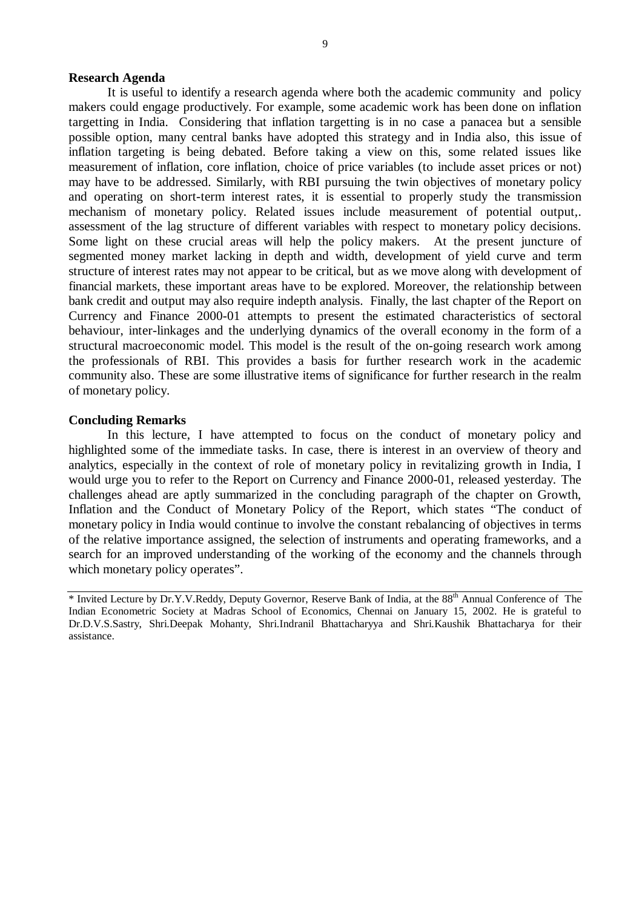**Research Agenda**

It is useful to identify a research agenda where both the academic community and policy makers could engage productively. For example, some academic work has been done on inflation targetting in India. Considering that inflation targetting is in no case a panacea but a sensible possible option, many central banks have adopted this strategy and in India also, this issue of inflation targeting is being debated. Before taking a view on this, some related issues like measurement of inflation, core inflation, choice of price variables (to include asset prices or not) may have to be addressed. Similarly, with RBI pursuing the twin objectives of monetary policy and operating on short-term interest rates, it is essential to properly study the transmission mechanism of monetary policy. Related issues include measurement of potential output,. assessment of the lag structure of different variables with respect to monetary policy decisions. Some light on these crucial areas will help the policy makers. At the present juncture of segmented money market lacking in depth and width, development of yield curve and term structure of interest rates may not appear to be critical, but as we move along with development of financial markets, these important areas have to be explored. Moreover, the relationship between bank credit and output may also require indepth analysis. Finally, the last chapter of the Report on Currency and Finance 2000-01 attempts to present the estimated characteristics of sectoral behaviour, inter-linkages and the underlying dynamics of the overall economy in the form of a structural macroeconomic model. This model is the result of the on-going research work among the professionals of RBI. This provides a basis for further research work in the academic community also. These are some illustrative items of significance for further research in the realm of monetary policy.

**Concluding Remarks**

In this lecture, I have attempted to focus on the conduct of monetary policy and highlighted some of the immediate tasks. In case, there is interest in an overview of theory and analytics, especially in the context of role of monetary policy in revitalizing growth in India, I would urge you to refer to the Report on Currency and Finance 2000-01, released yesterday. The challenges ahead are aptly summarized in the concluding paragraph of the chapter on Growth, Inflation and the Conduct of Monetary Policy of the Report, which states "The conduct of monetary policy in India would continue to involve the constant rebalancing of objectives in terms of the relative importance assigned, the selection of instruments and operating frameworks, and a search for an improved understanding of the working of the economy and the channels through which monetary policy operates".

---

* Invited Lecture by Dr.Y.V.Reddy, Deputy Governor, Reserve Bank of India, at the 88th Annual Conference of The Indian Econometric Society at Madras School of Economics, Chennai on January 15, 2002. He is grateful to Dr.D.V.S.Sastry, Shri.Deepak Mohanty, Shri.Indranil Bhattacharyya and Shri.Kaushik Bhattacharya for their assistance.